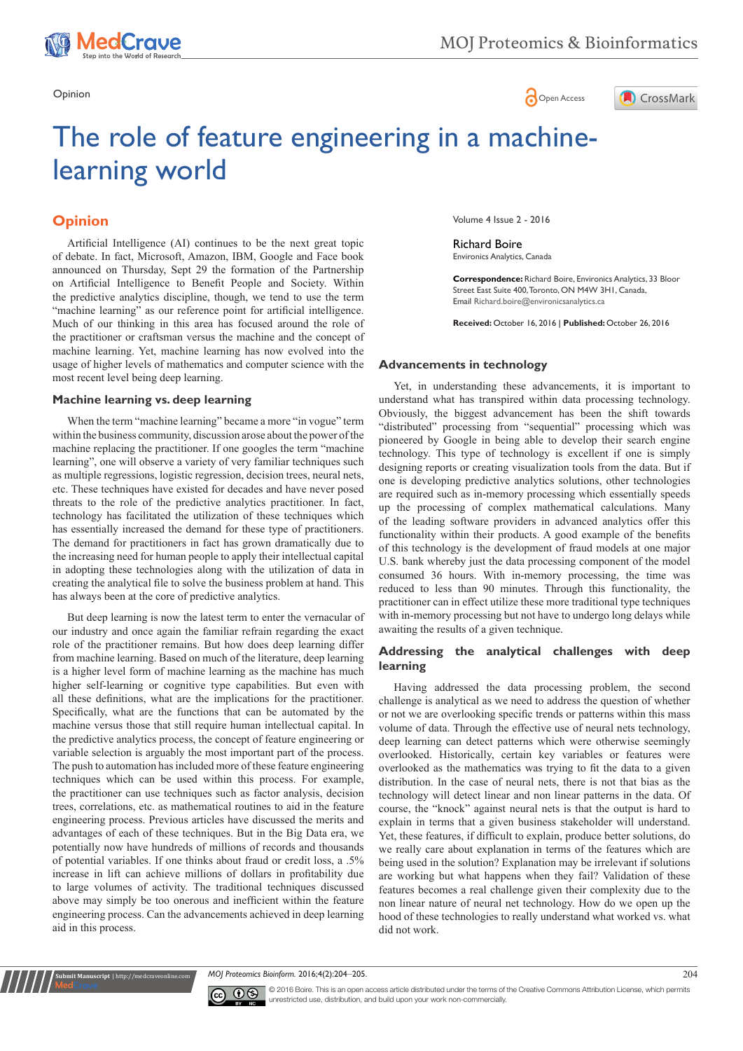Opinion

# The role of feature engineering in a machine-learning world

Volume 4 Issue 2 - 2016

**Richard Boire**
Environics Analytics, Canada

**Correspondence:** Richard Boire, Environics Analytics, 33 Bloor Street East Suite 400, Toronto, ON M4W 3H1, Canada, Email Richard.boire@environicsanalytics.ca

**Received:** October 16, 2016 | **Published:** October 26, 2016

## Opinion

Artificial Intelligence (AI) continues to be the next great topic of debate. In fact, Microsoft, Amazon, IBM, Google and Face book announced on Thursday, Sept 29 the formation of the Partnership on Artificial Intelligence to Benefit People and Society. Within the predictive analytics discipline, though, we tend to use the term "machine learning" as our reference point for artificial intelligence. Much of our thinking in this area has focused around the role of the practitioner or craftsman versus the machine and the concept of machine learning. Yet, machine learning has now evolved into the usage of higher levels of mathematics and computer science with the most recent level being deep learning.

### Machine learning vs. deep learning

When the term "machine learning" became a more "in vogue" term within the business community, discussion arose about the power of the machine replacing the practitioner. If one googles the term "machine learning", one will observe a variety of very familiar techniques such as multiple regressions, logistic regression, decision trees, neural nets, etc. These techniques have existed for decades and have never posed threats to the role of the predictive analytics practitioner. In fact, technology has facilitated the utilization of these techniques which has essentially increased the demand for these type of practitioners. The demand for practitioners in fact has grown dramatically due to the increasing need for human people to apply their intellectual capital in adopting these technologies along with the utilization of data in creating the analytical file to solve the business problem at hand. This has always been at the core of predictive analytics.

But deep learning is now the latest term to enter the vernacular of our industry and once again the familiar refrain regarding the exact role of the practitioner remains. But how does deep learning differ from machine learning. Based on much of the literature, deep learning is a higher level form of machine learning as the machine has much higher self-learning or cognitive type capabilities. But even with all these definitions, what are the implications for the practitioner. Specifically, what are the functions that can be automated by the machine versus those that still require human intellectual capital. In the predictive analytics process, the concept of feature engineering or variable selection is arguably the most important part of the process. The push to automation has included more of these feature engineering techniques which can be used within this process. For example, the practitioner can use techniques such as factor analysis, decision trees, correlations, etc. as mathematical routines to aid in the feature engineering process. Previous articles have discussed the merits and advantages of each of these techniques. But in the Big Data era, we potentially now have hundreds of millions of records and thousands of potential variables. If one thinks about fraud or credit loss, a .5% increase in lift can achieve millions of dollars in profitability due to large volumes of activity. The traditional techniques discussed above may simply be too onerous and inefficient within the feature engineering process. Can the advancements achieved in deep learning aid in this process.

### Advancements in technology

Yet, in understanding these advancements, it is important to understand what has transpired within data processing technology. Obviously, the biggest advancement has been the shift towards "distributed" processing from "sequential" processing which was pioneered by Google in being able to develop their search engine technology. This type of technology is excellent if one is simply designing reports or creating visualization tools from the data. But if one is developing predictive analytics solutions, other technologies are required such as in-memory processing which essentially speeds up the processing of complex mathematical calculations. Many of the leading software providers in advanced analytics offer this functionality within their products. A good example of the benefits of this technology is the development of fraud models at one major U.S. bank whereby just the data processing component of the model consumed 36 hours. With in-memory processing, the time was reduced to less than 90 minutes. Through this functionality, the practitioner can in effect utilize these more traditional type techniques with in-memory processing but not have to undergo long delays while awaiting the results of a given technique.

### Addressing the analytical challenges with deep learning

Having addressed the data processing problem, the second challenge is analytical as we need to address the question of whether or not we are overlooking specific trends or patterns within this mass volume of data. Through the effective use of neural nets technology, deep learning can detect patterns which were otherwise seemingly overlooked. Historically, certain key variables or features were overlooked as the mathematics was trying to fit the data to a given distribution. In the case of neural nets, there is not that bias as the technology will detect linear and non linear patterns in the data. Of course, the "knock" against neural nets is that the output is hard to explain in terms that a given business stakeholder will understand. Yet, these features, if difficult to explain, produce better solutions, do we really care about explanation in terms of the features which are being used in the solution? Explanation may be irrelevant if solutions are working but what happens when they fail? Validation of these features becomes a real challenge given their complexity due to the non linear nature of neural net technology. How do we open up the hood of these technologies to really understand what worked vs. what did not work.

© 2016 Boire. This is an open access article distributed under the terms of the Creative Commons Attribution License, which permits unrestricted use, distribution, and build upon your work non-commercially.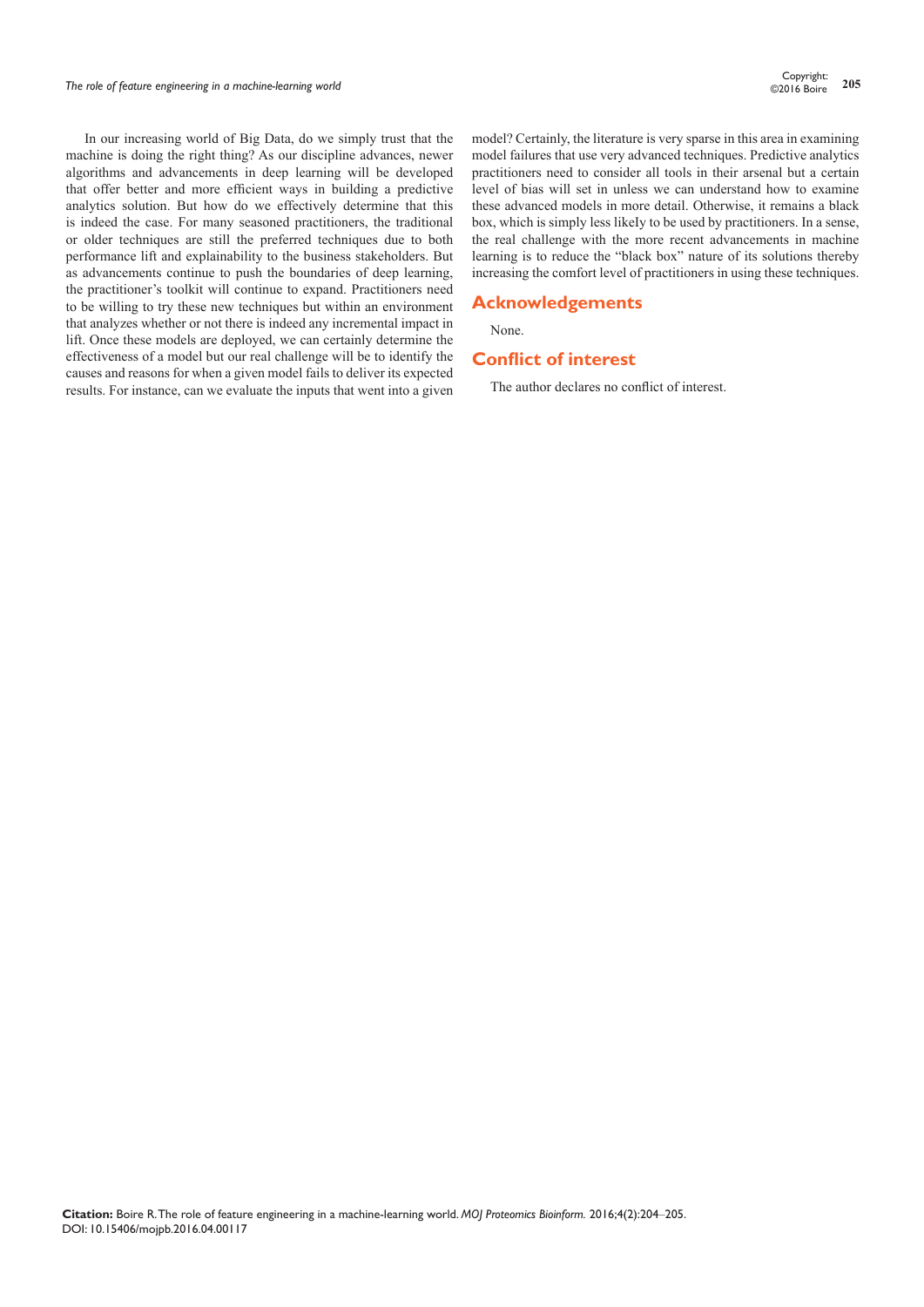In our increasing world of Big Data, do we simply trust that the machine is doing the right thing? As our discipline advances, newer algorithms and advancements in deep learning will be developed that offer better and more efficient ways in building a predictive analytics solution. But how do we effectively determine that this is indeed the case. For many seasoned practitioners, the traditional or older techniques are still the preferred techniques due to both performance lift and explainability to the business stakeholders. But as advancements continue to push the boundaries of deep learning, the practitioner's toolkit will continue to expand. Practitioners need to be willing to try these new techniques but within an environment that analyzes whether or not there is indeed any incremental impact in lift. Once these models are deployed, we can certainly determine the effectiveness of a model but our real challenge will be to identify the causes and reasons for when a given model fails to deliver its expected results. For instance, can we evaluate the inputs that went into a given model? Certainly, the literature is very sparse in this area in examining model failures that use very advanced techniques. Predictive analytics practitioners need to consider all tools in their arsenal but a certain level of bias will set in unless we can understand how to examine these advanced models in more detail. Otherwise, it remains a black box, which is simply less likely to be used by practitioners. In a sense, the real challenge with the more recent advancements in machine learning is to reduce the "black box" nature of its solutions thereby increasing the comfort level of practitioners in using these techniques.

## Acknowledgements

None.

## Conflict of interest

The author declares no conflict of interest.